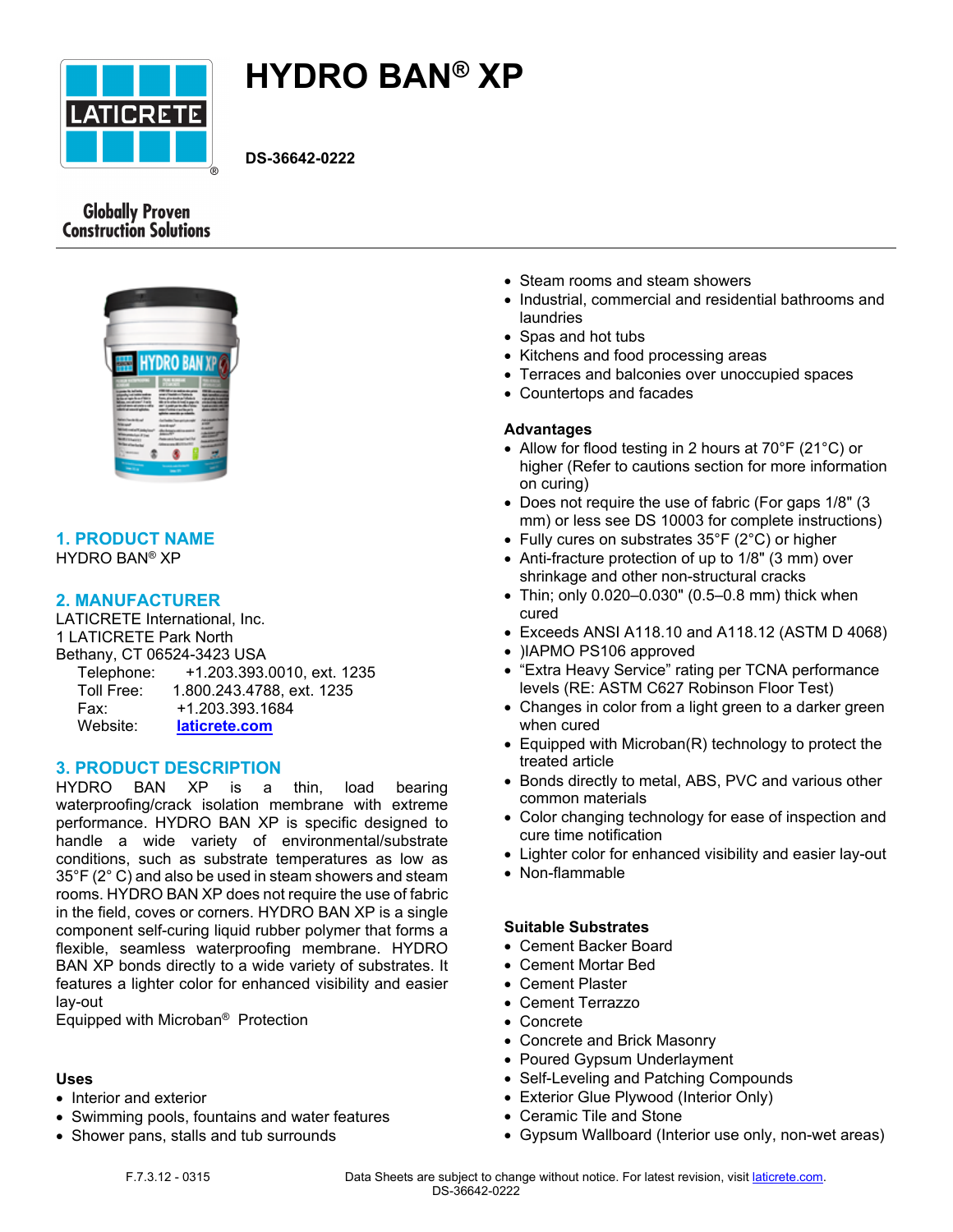# HYDRO BAN® XP

**DS-36642-0222**

Globally Proven Construction Solutions

## 1. PRODUCT NAME

HYDRO BAN® XP

## 2. MANUFACTURER

LATICRETE International, Inc.
1 LATICRETE Park North
Bethany, CT 06524-3423 USA

Telephone: +1.203.393.0010, ext. 1235
Toll Free: 1.800.243.4788, ext. 1235
Fax: +1.203.393.1684
Website: laticrete.com

## 3. PRODUCT DESCRIPTION

HYDRO BAN XP is a thin, load bearing waterproofing/crack isolation membrane with extreme performance. HYDRO BAN XP is specific designed to handle a wide variety of environmental/substrate conditions, such as substrate temperatures as low as 35°F (2° C) and also be used in steam showers and steam rooms. HYDRO BAN XP does not require the use of fabric in the field, coves or corners. HYDRO BAN XP is a single component self-curing liquid rubber polymer that forms a flexible, seamless waterproofing membrane. HYDRO BAN XP bonds directly to a wide variety of substrates. It features a lighter color for enhanced visibility and easier lay-out

Equipped with Microban® Protection

### Uses

- Interior and exterior
- Swimming pools, fountains and water features
- Shower pans, stalls and tub surrounds
- Steam rooms and steam showers
- Industrial, commercial and residential bathrooms and laundries
- Spas and hot tubs
- Kitchens and food processing areas
- Terraces and balconies over unoccupied spaces
- Countertops and facades

### Advantages

- Allow for flood testing in 2 hours at 70°F (21°C) or higher (Refer to cautions section for more information on curing)
- Does not require the use of fabric (For gaps 1/8" (3 mm) or less see DS 10003 for complete instructions)
- Fully cures on substrates 35°F (2°C) or higher
- Anti-fracture protection of up to 1/8" (3 mm) over shrinkage and other non-structural cracks
- Thin; only 0.020–0.030" (0.5–0.8 mm) thick when cured
- Exceeds ANSI A118.10 and A118.12 (ASTM D 4068)
- )IAPMO PS106 approved
- "Extra Heavy Service" rating per TCNA performance levels (RE: ASTM C627 Robinson Floor Test)
- Changes in color from a light green to a darker green when cured
- Equipped with Microban(R) technology to protect the treated article
- Bonds directly to metal, ABS, PVC and various other common materials
- Color changing technology for ease of inspection and cure time notification
- Lighter color for enhanced visibility and easier lay-out
- Non-flammable

### Suitable Substrates

- Cement Backer Board
- Cement Mortar Bed
- Cement Plaster
- Cement Terrazzo
- Concrete
- Concrete and Brick Masonry
- Poured Gypsum Underlayment
- Self-Leveling and Patching Compounds
- Exterior Glue Plywood (Interior Only)
- Ceramic Tile and Stone
- Gypsum Wallboard (Interior use only, non-wet areas)

F.7.3.12 - 0315

Data Sheets are subject to change without notice. For latest revision, visit laticrete.com.
DS-36642-0222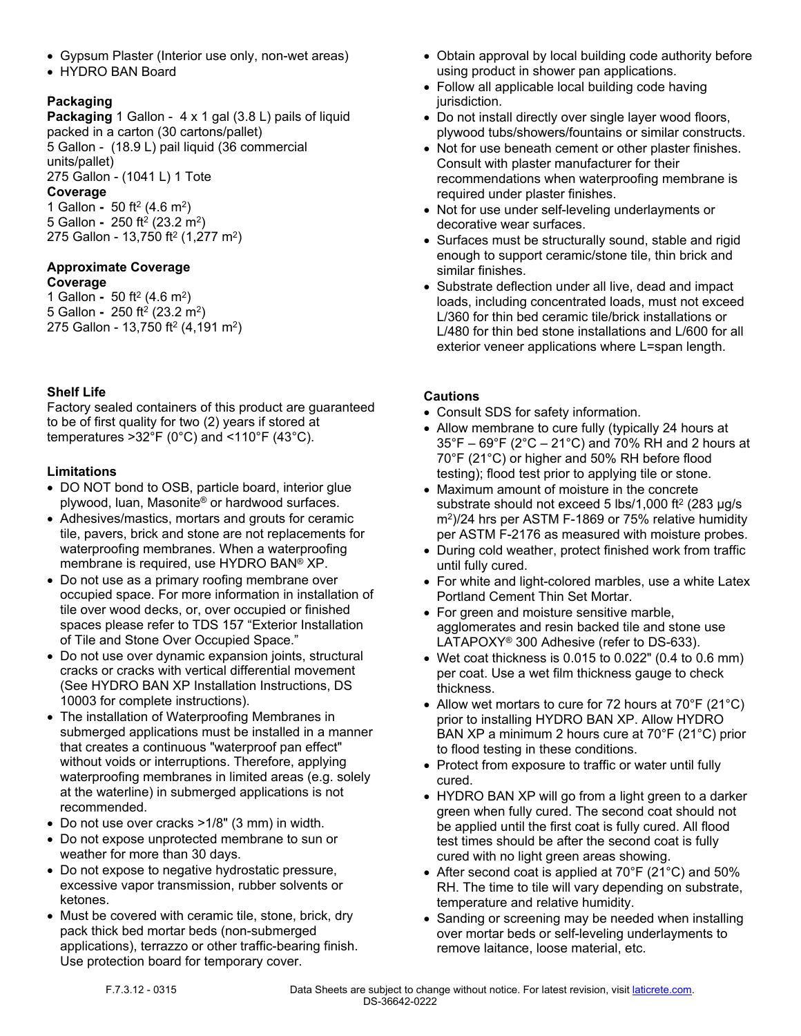- Gypsum Plaster (Interior use only, non-wet areas)
- HYDRO BAN Board

**Packaging**

**Packaging** 1 Gallon - 4 x 1 gal (3.8 L) pails of liquid packed in a carton (30 cartons/pallet)
5 Gallon - (18.9 L) pail liquid (36 commercial units/pallet)
275 Gallon - (1041 L) 1 Tote

**Coverage**

1 Gallon - 50 ft$^2$ (4.6 m$^2$)
5 Gallon - 250 ft$^2$ (23.2 m$^2$)
275 Gallon - 13,750 ft$^2$ (1,277 m$^2$)

**Approximate Coverage**

**Coverage**

1 Gallon - 50 ft$^2$ (4.6 m$^2$)
5 Gallon - 250 ft$^2$ (23.2 m$^2$)
275 Gallon - 13,750 ft$^2$ (4,191 m$^2$)

**Shelf Life**

Factory sealed containers of this product are guaranteed to be of first quality for two (2) years if stored at temperatures >32°F (0°C) and <110°F (43°C).

**Limitations**

- DO NOT bond to OSB, particle board, interior glue plywood, luan, Masonite® or hardwood surfaces.
- Adhesives/mastics, mortars and grouts for ceramic tile, pavers, brick and stone are not replacements for waterproofing membranes. When a waterproofing membrane is required, use HYDRO BAN® XP.
- Do not use as a primary roofing membrane over occupied space. For more information in installation of tile over wood decks, or, over occupied or finished spaces please refer to TDS 157 "Exterior Installation of Tile and Stone Over Occupied Space."
- Do not use over dynamic expansion joints, structural cracks or cracks with vertical differential movement (See HYDRO BAN XP Installation Instructions, DS 10003 for complete instructions).
- The installation of Waterproofing Membranes in submerged applications must be installed in a manner that creates a continuous "waterproof pan effect" without voids or interruptions. Therefore, applying waterproofing membranes in limited areas (e.g. solely at the waterline) in submerged applications is not recommended.
- Do not use over cracks >1/8" (3 mm) in width.
- Do not expose unprotected membrane to sun or weather for more than 30 days.
- Do not expose to negative hydrostatic pressure, excessive vapor transmission, rubber solvents or ketones.
- Must be covered with ceramic tile, stone, brick, dry pack thick bed mortar beds (non-submerged applications), terrazzo or other traffic-bearing finish. Use protection board for temporary cover.
- Obtain approval by local building code authority before using product in shower pan applications.
- Follow all applicable local building code having jurisdiction.
- Do not install directly over single layer wood floors, plywood tubs/showers/fountains or similar constructs.
- Not for use beneath cement or other plaster finishes. Consult with plaster manufacturer for their recommendations when waterproofing membrane is required under plaster finishes.
- Not for use under self-leveling underlayments or decorative wear surfaces.
- Surfaces must be structurally sound, stable and rigid enough to support ceramic/stone tile, thin brick and similar finishes.
- Substrate deflection under all live, dead and impact loads, including concentrated loads, must not exceed L/360 for thin bed ceramic tile/brick installations or L/480 for thin bed stone installations and L/600 for all exterior veneer applications where L=span length.

**Cautions**

- Consult SDS for safety information.
- Allow membrane to cure fully (typically 24 hours at 35°F – 69°F (2°C – 21°C) and 70% RH and 2 hours at 70°F (21°C) or higher and 50% RH before flood testing); flood test prior to applying tile or stone.
- Maximum amount of moisture in the concrete substrate should not exceed 5 lbs/1,000 ft$^2$ (283 µg/s m$^2$)/24 hrs per ASTM F-1869 or 75% relative humidity per ASTM F-2176 as measured with moisture probes.
- During cold weather, protect finished work from traffic until fully cured.
- For white and light-colored marbles, use a white Latex Portland Cement Thin Set Mortar.
- For green and moisture sensitive marble, agglomerates and resin backed tile and stone use LATAPOXY® 300 Adhesive (refer to DS-633).
- Wet coat thickness is 0.015 to 0.022" (0.4 to 0.6 mm) per coat. Use a wet film thickness gauge to check thickness.
- Allow wet mortars to cure for 72 hours at 70°F (21°C) prior to installing HYDRO BAN XP. Allow HYDRO BAN XP a minimum 2 hours cure at 70°F (21°C) prior to flood testing in these conditions.
- Protect from exposure to traffic or water until fully cured.
- HYDRO BAN XP will go from a light green to a darker green when fully cured. The second coat should not be applied until the first coat is fully cured. All flood test times should be after the second coat is fully cured with no light green areas showing.
- After second coat is applied at 70°F (21°C) and 50% RH. The time to tile will vary depending on substrate, temperature and relative humidity.
- Sanding or screening may be needed when installing over mortar beds or self-leveling underlayments to remove laitance, loose material, etc.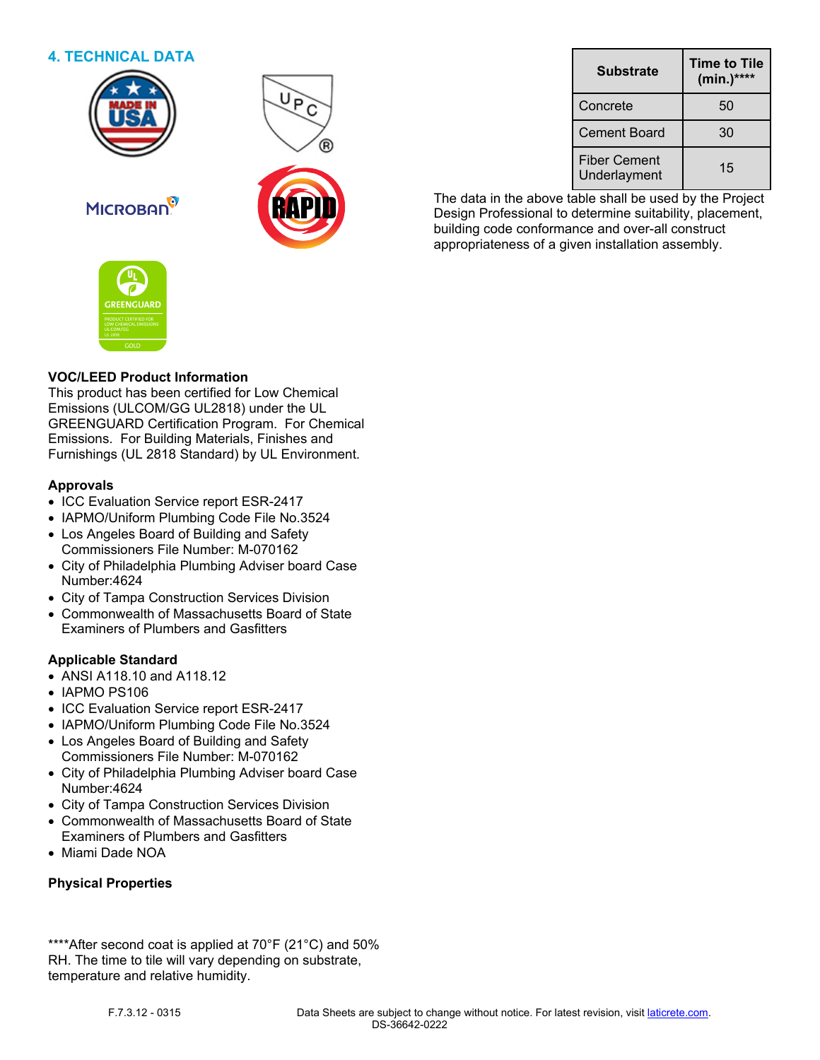## 4. TECHNICAL DATA

| Substrate | Time to Tile (min.)**** |
|---|---|
| Concrete | 50 |
| Cement Board | 30 |
| Fiber Cement Underlayment | 15 |

The data in the above table shall be used by the Project Design Professional to determine suitability, placement, building code conformance and over-all construct appropriateness of a given installation assembly.

**VOC/LEED Product Information**

This product has been certified for Low Chemical Emissions (ULCOM/GG UL2818) under the UL GREENGUARD Certification Program. For Chemical Emissions. For Building Materials, Finishes and Furnishings (UL 2818 Standard) by UL Environment.

**Approvals**

- ICC Evaluation Service report ESR-2417
- IAPMO/Uniform Plumbing Code File No.3524
- Los Angeles Board of Building and Safety Commissioners File Number: M-070162
- City of Philadelphia Plumbing Adviser board Case Number:4624
- City of Tampa Construction Services Division
- Commonwealth of Massachusetts Board of State Examiners of Plumbers and Gasfitters

**Applicable Standard**

- ANSI A118.10 and A118.12
- IAPMO PS106
- ICC Evaluation Service report ESR-2417
- IAPMO/Uniform Plumbing Code File No.3524
- Los Angeles Board of Building and Safety Commissioners File Number: M-070162
- City of Philadelphia Plumbing Adviser board Case Number:4624
- City of Tampa Construction Services Division
- Commonwealth of Massachusetts Board of State Examiners of Plumbers and Gasfitters
- Miami Dade NOA

**Physical Properties**

****After second coat is applied at 70°F (21°C) and 50% RH. The time to tile will vary depending on substrate, temperature and relative humidity.

F.7.3.12 - 0315

Data Sheets are subject to change without notice. For latest revision, visit laticrete.com.
DS-36642-0222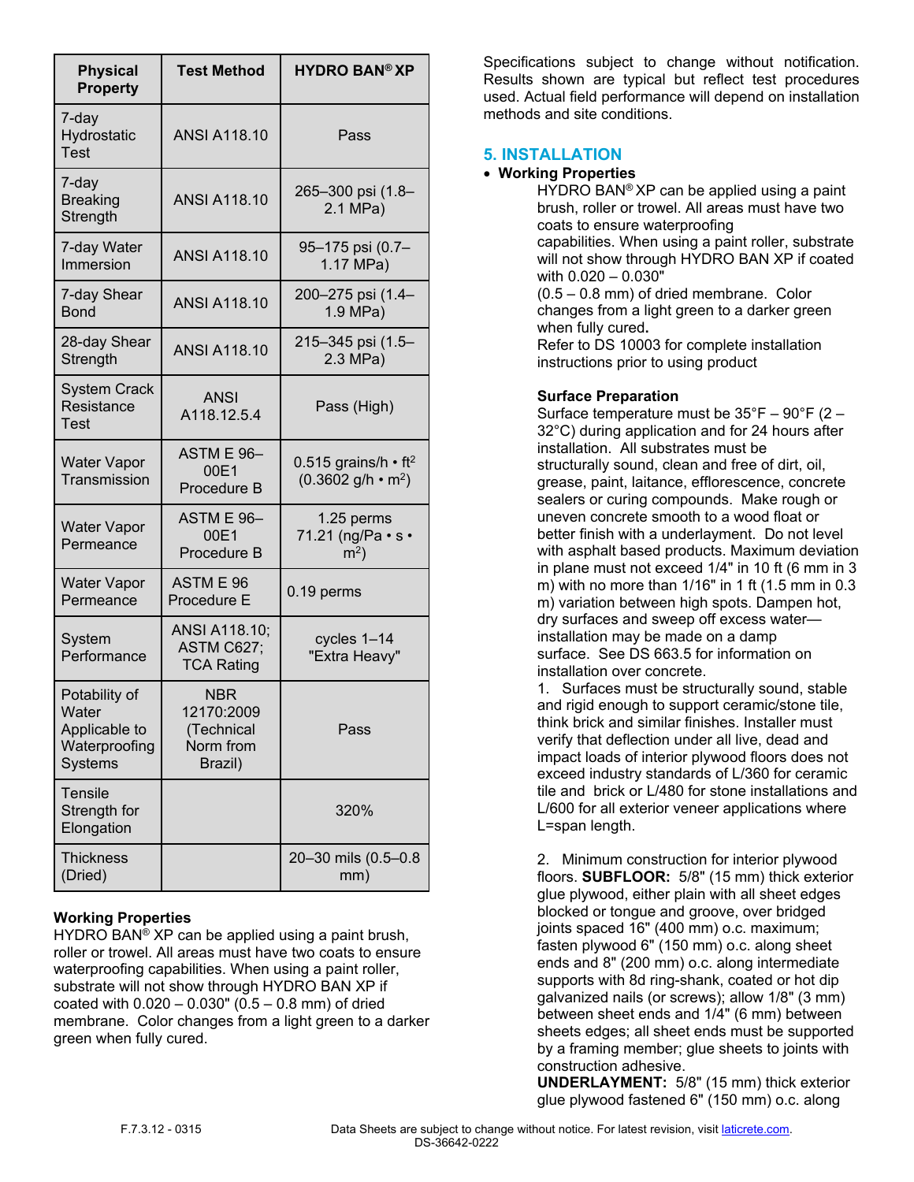| Physical Property | Test Method | HYDRO BAN® XP |
|---|---|---|
| 7-day Hydrostatic Test | ANSI A118.10 | Pass |
| 7-day Breaking Strength | ANSI A118.10 | 265–300 psi (1.8–2.1 MPa) |
| 7-day Water Immersion | ANSI A118.10 | 95–175 psi (0.7–1.17 MPa) |
| 7-day Shear Bond | ANSI A118.10 | 200–275 psi (1.4–1.9 MPa) |
| 28-day Shear Strength | ANSI A118.10 | 215–345 psi (1.5–2.3 MPa) |
| System Crack Resistance Test | ANSI A118.12.5.4 | Pass (High) |
| Water Vapor Transmission | ASTM E 96–00E1 Procedure B | 0.515 grains/h • $ft^2$ (0.3602 g/h • $m^2$) |
| Water Vapor Permeance | ASTM E 96–00E1 Procedure B | 1.25 perms 71.21 (ng/Pa • s • $m^2$) |
| Water Vapor Permeance | ASTM E 96 Procedure E | 0.19 perms |
| System Performance | ANSI A118.10; ASTM C627; TCA Rating | cycles 1–14 "Extra Heavy" |
| Potability of Water Applicable to Waterproofing Systems | NBR 12170:2009 (Technical Norm from Brazil) | Pass |
| Tensile Strength for Elongation | | 320% |
| Thickness (Dried) | | 20–30 mils (0.5–0.8 mm) |

**Working Properties**

HYDRO BAN® XP can be applied using a paint brush, roller or trowel. All areas must have two coats to ensure waterproofing capabilities. When using a paint roller, substrate will not show through HYDRO BAN XP if coated with 0.020 – 0.030" (0.5 – 0.8 mm) of dried membrane. Color changes from a light green to a darker green when fully cured.

Specifications subject to change without notification. Results shown are typical but reflect test procedures used. Actual field performance will depend on installation methods and site conditions.

## 5. INSTALLATION

- **Working Properties**

HYDRO BAN® XP can be applied using a paint brush, roller or trowel. All areas must have two coats to ensure waterproofing capabilities. When using a paint roller, substrate will not show through HYDRO BAN XP if coated with 0.020 – 0.030" (0.5 – 0.8 mm) of dried membrane. Color changes from a light green to a darker green when fully cured**.**
Refer to DS 10003 for complete installation instructions prior to using product

**Surface Preparation**

Surface temperature must be 35°F – 90°F (2 – 32°C) during application and for 24 hours after installation. All substrates must be structurally sound, clean and free of dirt, oil, grease, paint, laitance, efflorescence, concrete sealers or curing compounds. Make rough or uneven concrete smooth to a wood float or better finish with a underlayment. Do not level with asphalt based products. Maximum deviation in plane must not exceed 1/4" in 10 ft (6 mm in 3 m) with no more than 1/16" in 1 ft (1.5 mm in 0.3 m) variation between high spots. Dampen hot, dry surfaces and sweep off excess water—installation may be made on a damp surface. See DS 663.5 for information on installation over concrete.

1. Surfaces must be structurally sound, stable and rigid enough to support ceramic/stone tile, think brick and similar finishes. Installer must verify that deflection under all live, dead and impact loads of interior plywood floors does not exceed industry standards of L/360 for ceramic tile and brick or L/480 for stone installations and L/600 for all exterior veneer applications where L=span length.

2. Minimum construction for interior plywood floors. **SUBFLOOR:** 5/8" (15 mm) thick exterior glue plywood, either plain with all sheet edges blocked or tongue and groove, over bridged joints spaced 16" (400 mm) o.c. maximum; fasten plywood 6" (150 mm) o.c. along sheet ends and 8" (200 mm) o.c. along intermediate supports with 8d ring-shank, coated or hot dip galvanized nails (or screws); allow 1/8" (3 mm) between sheet ends and 1/4" (6 mm) between sheets edges; all sheet ends must be supported by a framing member; glue sheets to joints with construction adhesive.
**UNDERLAYMENT:** 5/8" (15 mm) thick exterior glue plywood fastened 6" (150 mm) o.c. along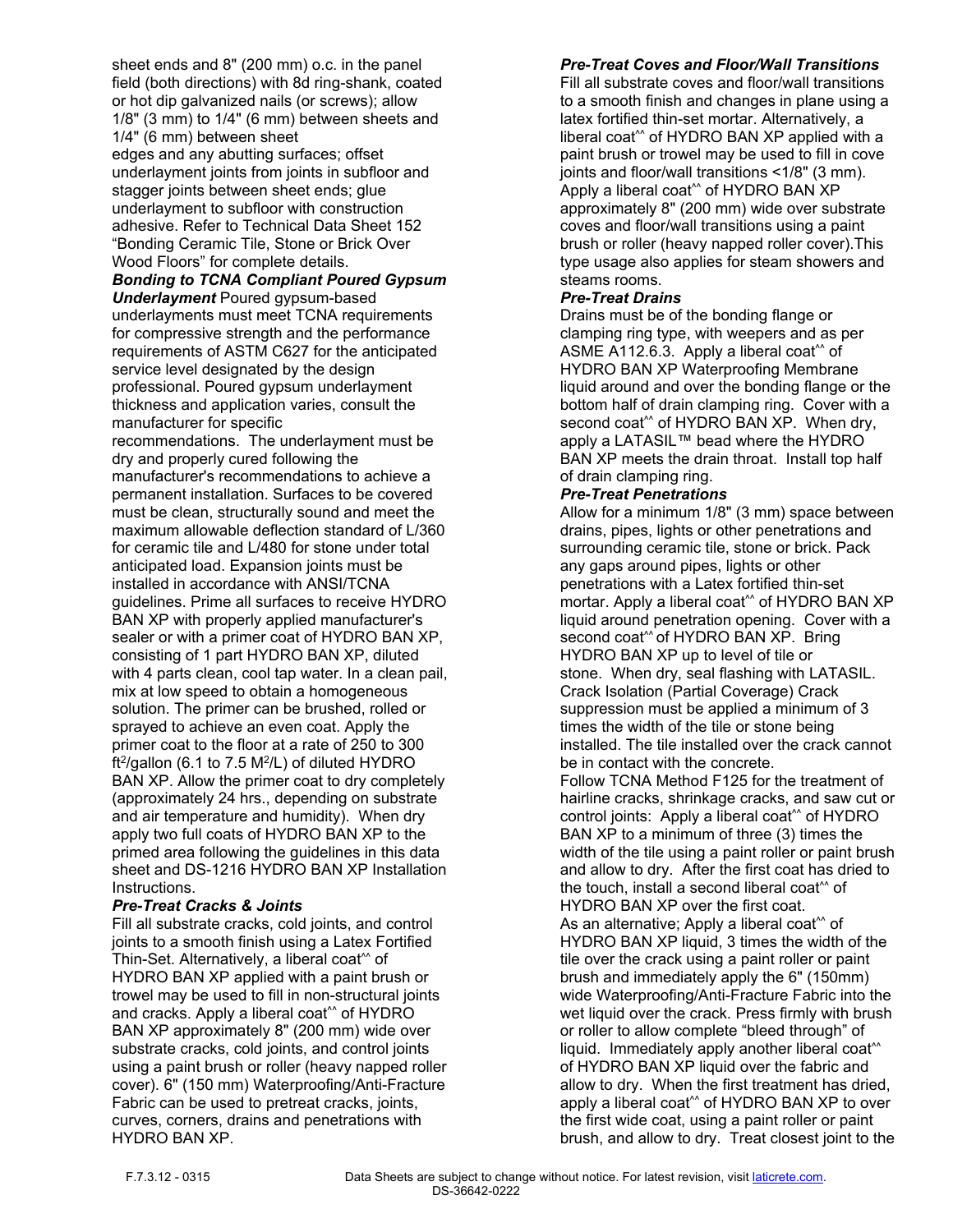sheet ends and 8" (200 mm) o.c. in the panel field (both directions) with 8d ring-shank, coated or hot dip galvanized nails (or screws); allow 1/8" (3 mm) to 1/4" (6 mm) between sheets and 1/4" (6 mm) between sheet edges and any abutting surfaces; offset underlayment joints from joints in subfloor and stagger joints between sheet ends; glue underlayment to subfloor with construction adhesive. Refer to Technical Data Sheet 152 "Bonding Ceramic Tile, Stone or Brick Over Wood Floors" for complete details.

***Bonding to TCNA Compliant Poured Gypsum Underlayment*** Poured gypsum-based underlayments must meet TCNA requirements for compressive strength and the performance requirements of ASTM C627 for the anticipated service level designated by the design professional. Poured gypsum underlayment thickness and application varies, consult the manufacturer for specific recommendations. The underlayment must be dry and properly cured following the manufacturer's recommendations to achieve a permanent installation. Surfaces to be covered must be clean, structurally sound and meet the maximum allowable deflection standard of L/360 for ceramic tile and L/480 for stone under total anticipated load. Expansion joints must be installed in accordance with ANSI/TCNA guidelines. Prime all surfaces to receive HYDRO BAN XP with properly applied manufacturer's sealer or with a primer coat of HYDRO BAN XP, consisting of 1 part HYDRO BAN XP, diluted with 4 parts clean, cool tap water. In a clean pail, mix at low speed to obtain a homogeneous solution. The primer can be brushed, rolled or sprayed to achieve an even coat. Apply the primer coat to the floor at a rate of 250 to 300 $ft^2$/gallon (6.1 to 7.5 $M^2$/L) of diluted HYDRO BAN XP. Allow the primer coat to dry completely (approximately 24 hrs., depending on substrate and air temperature and humidity). When dry apply two full coats of HYDRO BAN XP to the primed area following the guidelines in this data sheet and DS-1216 HYDRO BAN XP Installation Instructions.

***Pre-Treat Cracks & Joints***

Fill all substrate cracks, cold joints, and control joints to a smooth finish using a Latex Fortified Thin-Set. Alternatively, a liberal coat^^ of HYDRO BAN XP applied with a paint brush or trowel may be used to fill in non-structural joints and cracks. Apply a liberal coat^^ of HYDRO BAN XP approximately 8" (200 mm) wide over substrate cracks, cold joints, and control joints using a paint brush or roller (heavy napped roller cover). 6" (150 mm) Waterproofing/Anti-Fracture Fabric can be used to pretreat cracks, joints, curves, corners, drains and penetrations with HYDRO BAN XP.

***Pre-Treat Coves and Floor/Wall Transitions***

Fill all substrate coves and floor/wall transitions to a smooth finish and changes in plane using a latex fortified thin-set mortar. Alternatively, a liberal coat^^ of HYDRO BAN XP applied with a paint brush or trowel may be used to fill in cove joints and floor/wall transitions <1/8" (3 mm). Apply a liberal coat^^ of HYDRO BAN XP approximately 8" (200 mm) wide over substrate coves and floor/wall transitions using a paint brush or roller (heavy napped roller cover).This type usage also applies for steam showers and steams rooms.

***Pre-Treat Drains***

Drains must be of the bonding flange or clamping ring type, with weepers and as per ASME A112.6.3. Apply a liberal coat^^ of HYDRO BAN XP Waterproofing Membrane liquid around and over the bonding flange or the bottom half of drain clamping ring. Cover with a second coat^^ of HYDRO BAN XP. When dry, apply a LATASIL™ bead where the HYDRO BAN XP meets the drain throat. Install top half of drain clamping ring.

***Pre-Treat Penetrations***

Allow for a minimum 1/8" (3 mm) space between drains, pipes, lights or other penetrations and surrounding ceramic tile, stone or brick. Pack any gaps around pipes, lights or other penetrations with a Latex fortified thin-set mortar. Apply a liberal coat^^ of HYDRO BAN XP liquid around penetration opening. Cover with a second coat^^ of HYDRO BAN XP. Bring HYDRO BAN XP up to level of tile or stone. When dry, seal flashing with LATASIL. Crack Isolation (Partial Coverage) Crack suppression must be applied a minimum of 3 times the width of the tile or stone being installed. The tile installed over the crack cannot be in contact with the concrete.

Follow TCNA Method F125 for the treatment of hairline cracks, shrinkage cracks, and saw cut or control joints: Apply a liberal coat^^ of HYDRO BAN XP to a minimum of three (3) times the width of the tile using a paint roller or paint brush and allow to dry. After the first coat has dried to the touch, install a second liberal coat^^ of HYDRO BAN XP over the first coat.

As an alternative; Apply a liberal coat^^ of HYDRO BAN XP liquid, 3 times the width of the tile over the crack using a paint roller or paint brush and immediately apply the 6" (150mm) wide Waterproofing/Anti-Fracture Fabric into the wet liquid over the crack. Press firmly with brush or roller to allow complete "bleed through" of liquid. Immediately apply another liberal coat^^ of HYDRO BAN XP liquid over the fabric and allow to dry. When the first treatment has dried, apply a liberal coat^^ of HYDRO BAN XP to over the first wide coat, using a paint roller or paint brush, and allow to dry. Treat closest joint to the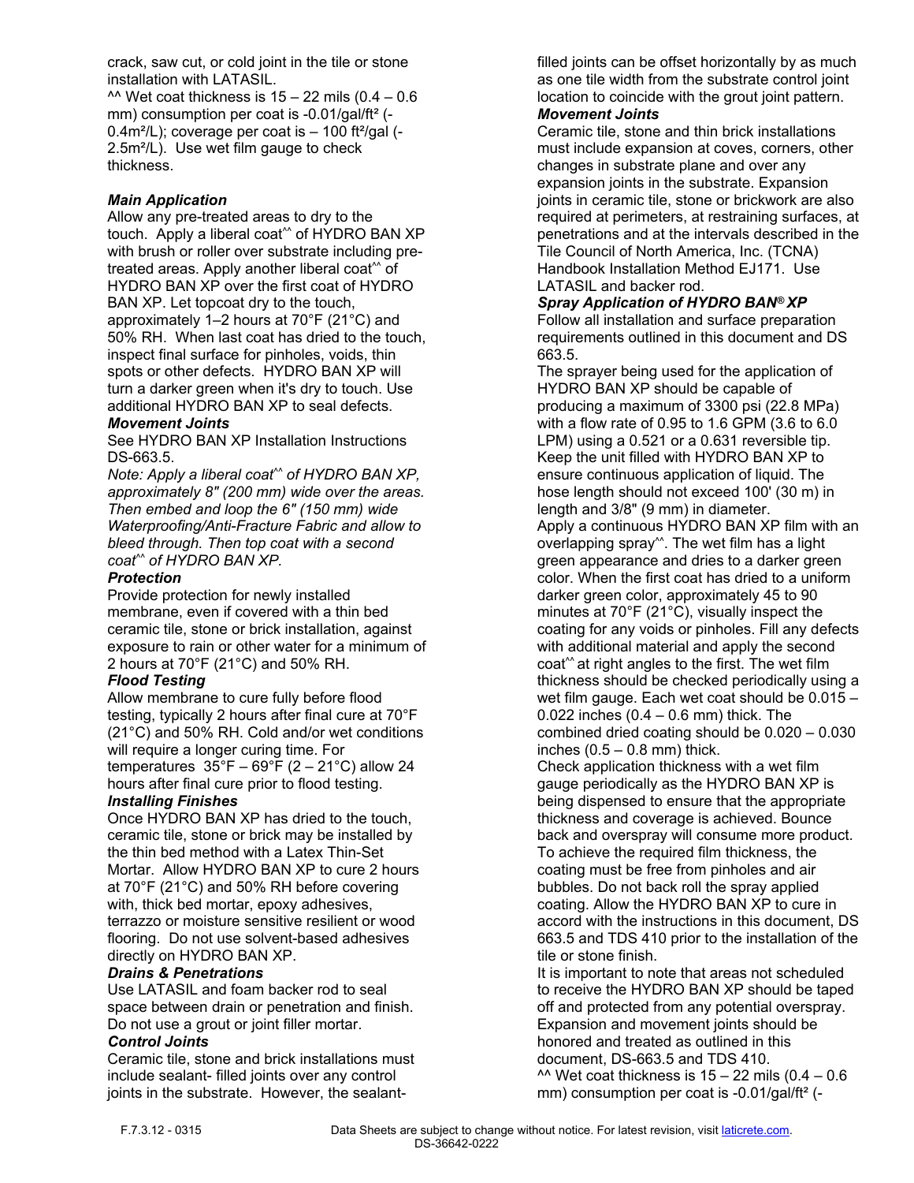crack, saw cut, or cold joint in the tile or stone installation with LATASIL.

^^ Wet coat thickness is 15 – 22 mils (0.4 – 0.6 mm) consumption per coat is -0.01/gal/ft² (-0.4m²/L); coverage per coat is – 100 ft²/gal (-2.5m²/L). Use wet film gauge to check thickness.

***Main Application***

Allow any pre-treated areas to dry to the touch. Apply a liberal coat^^ of HYDRO BAN XP with brush or roller over substrate including pre-treated areas. Apply another liberal coat^^ of HYDRO BAN XP over the first coat of HYDRO BAN XP. Let topcoat dry to the touch, approximately 1–2 hours at 70°F (21°C) and 50% RH. When last coat has dried to the touch, inspect final surface for pinholes, voids, thin spots or other defects. HYDRO BAN XP will turn a darker green when it's dry to touch. Use additional HYDRO BAN XP to seal defects.

***Movement Joints***

See HYDRO BAN XP Installation Instructions DS-663.5.

*Note: Apply a liberal coat^^ of HYDRO BAN XP, approximately 8" (200 mm) wide over the areas. Then embed and loop the 6" (150 mm) wide Waterproofing/Anti-Fracture Fabric and allow to bleed through. Then top coat with a second coat^^ of HYDRO BAN XP.*

***Protection***

Provide protection for newly installed membrane, even if covered with a thin bed ceramic tile, stone or brick installation, against exposure to rain or other water for a minimum of 2 hours at 70°F (21°C) and 50% RH.

***Flood Testing***

Allow membrane to cure fully before flood testing, typically 2 hours after final cure at 70°F (21°C) and 50% RH. Cold and/or wet conditions will require a longer curing time. For temperatures 35°F – 69°F (2 – 21°C) allow 24 hours after final cure prior to flood testing.

***Installing Finishes***

Once HYDRO BAN XP has dried to the touch, ceramic tile, stone or brick may be installed by the thin bed method with a Latex Thin-Set Mortar. Allow HYDRO BAN XP to cure 2 hours at 70°F (21°C) and 50% RH before covering with, thick bed mortar, epoxy adhesives, terrazzo or moisture sensitive resilient or wood flooring. Do not use solvent-based adhesives directly on HYDRO BAN XP.

***Drains & Penetrations***

Use LATASIL and foam backer rod to seal space between drain or penetration and finish. Do not use a grout or joint filler mortar.

***Control Joints***

Ceramic tile, stone and brick installations must include sealant- filled joints over any control joints in the substrate. However, the sealant-filled joints can be offset horizontally by as much as one tile width from the substrate control joint location to coincide with the grout joint pattern.

***Movement Joints***

Ceramic tile, stone and thin brick installations must include expansion at coves, corners, other changes in substrate plane and over any expansion joints in the substrate. Expansion joints in ceramic tile, stone or brickwork are also required at perimeters, at restraining surfaces, at penetrations and at the intervals described in the Tile Council of North America, Inc. (TCNA) Handbook Installation Method EJ171. Use LATASIL and backer rod.

***Spray Application of HYDRO BAN® XP***

Follow all installation and surface preparation requirements outlined in this document and DS 663.5.

The sprayer being used for the application of HYDRO BAN XP should be capable of producing a maximum of 3300 psi (22.8 MPa) with a flow rate of 0.95 to 1.6 GPM (3.6 to 6.0 LPM) using a 0.521 or a 0.631 reversible tip. Keep the unit filled with HYDRO BAN XP to ensure continuous application of liquid. The hose length should not exceed 100' (30 m) in length and 3/8" (9 mm) in diameter.

Apply a continuous HYDRO BAN XP film with an overlapping spray^^. The wet film has a light green appearance and dries to a darker green color. When the first coat has dried to a uniform darker green color, approximately 45 to 90 minutes at 70°F (21°C), visually inspect the coating for any voids or pinholes. Fill any defects with additional material and apply the second coat^^ at right angles to the first. The wet film thickness should be checked periodically using a wet film gauge. Each wet coat should be 0.015 – 0.022 inches (0.4 – 0.6 mm) thick. The combined dried coating should be 0.020 – 0.030 inches (0.5 – 0.8 mm) thick.

Check application thickness with a wet film gauge periodically as the HYDRO BAN XP is being dispensed to ensure that the appropriate thickness and coverage is achieved. Bounce back and overspray will consume more product. To achieve the required film thickness, the coating must be free from pinholes and air bubbles. Do not back roll the spray applied coating. Allow the HYDRO BAN XP to cure in accord with the instructions in this document, DS 663.5 and TDS 410 prior to the installation of the tile or stone finish.

It is important to note that areas not scheduled to receive the HYDRO BAN XP should be taped off and protected from any potential overspray. Expansion and movement joints should be honored and treated as outlined in this document, DS-663.5 and TDS 410.

^^ Wet coat thickness is 15 – 22 mils (0.4 – 0.6 mm) consumption per coat is -0.01/gal/ft² (-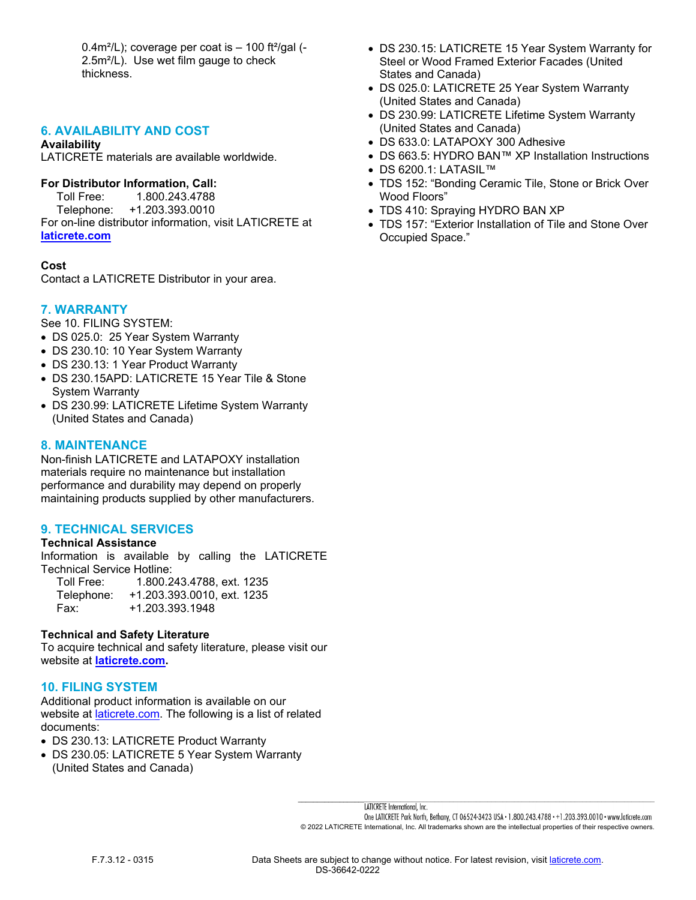0.4m²/L); coverage per coat is – 100 ft²/gal (- 2.5m²/L). Use wet film gauge to check thickness.

## 6. AVAILABILITY AND COST

**Availability**

LATICRETE materials are available worldwide.

**For Distributor Information, Call:**

Toll Free: 1.800.243.4788
Telephone: +1.203.393.0010

For on-line distributor information, visit LATICRETE at **laticrete.com**

**Cost**

Contact a LATICRETE Distributor in your area.

## 7. WARRANTY

See 10. FILING SYSTEM:

- DS 025.0: 25 Year System Warranty
- DS 230.10: 10 Year System Warranty
- DS 230.13: 1 Year Product Warranty
- DS 230.15APD: LATICRETE 15 Year Tile & Stone System Warranty
- DS 230.99: LATICRETE Lifetime System Warranty (United States and Canada)

## 8. MAINTENANCE

Non-finish LATICRETE and LATAPOXY installation materials require no maintenance but installation performance and durability may depend on properly maintaining products supplied by other manufacturers.

## 9. TECHNICAL SERVICES

**Technical Assistance**

Information is available by calling the LATICRETE Technical Service Hotline:

Toll Free: 1.800.243.4788, ext. 1235
Telephone: +1.203.393.0010, ext. 1235
Fax: +1.203.393.1948

**Technical and Safety Literature**

To acquire technical and safety literature, please visit our website at **laticrete.com.**

## 10. FILING SYSTEM

Additional product information is available on our website at laticrete.com. The following is a list of related documents:

- DS 230.13: LATICRETE Product Warranty
- DS 230.05: LATICRETE 5 Year System Warranty (United States and Canada)
- DS 230.15: LATICRETE 15 Year System Warranty for Steel or Wood Framed Exterior Facades (United States and Canada)
- DS 025.0: LATICRETE 25 Year System Warranty (United States and Canada)
- DS 230.99: LATICRETE Lifetime System Warranty (United States and Canada)
- DS 633.0: LATAPOXY 300 Adhesive
- DS 663.5: HYDRO BAN™ XP Installation Instructions
- DS 6200.1: LATASIL™
- TDS 152: "Bonding Ceramic Tile, Stone or Brick Over Wood Floors"
- TDS 410: Spraying HYDRO BAN XP
- TDS 157: "Exterior Installation of Tile and Stone Over Occupied Space."

LATICRETE International, Inc.
One LATICRETE Park North, Bethany, CT 06524-3423 USA • 1.800.243.4788 • +1.203.393.0010 • www.laticrete.com
© 2022 LATICRETE International, Inc. All trademarks shown are the intellectual properties of their respective owners.

F.7.3.12 - 0315

Data Sheets are subject to change without notice. For latest revision, visit laticrete.com.
DS-36642-0222